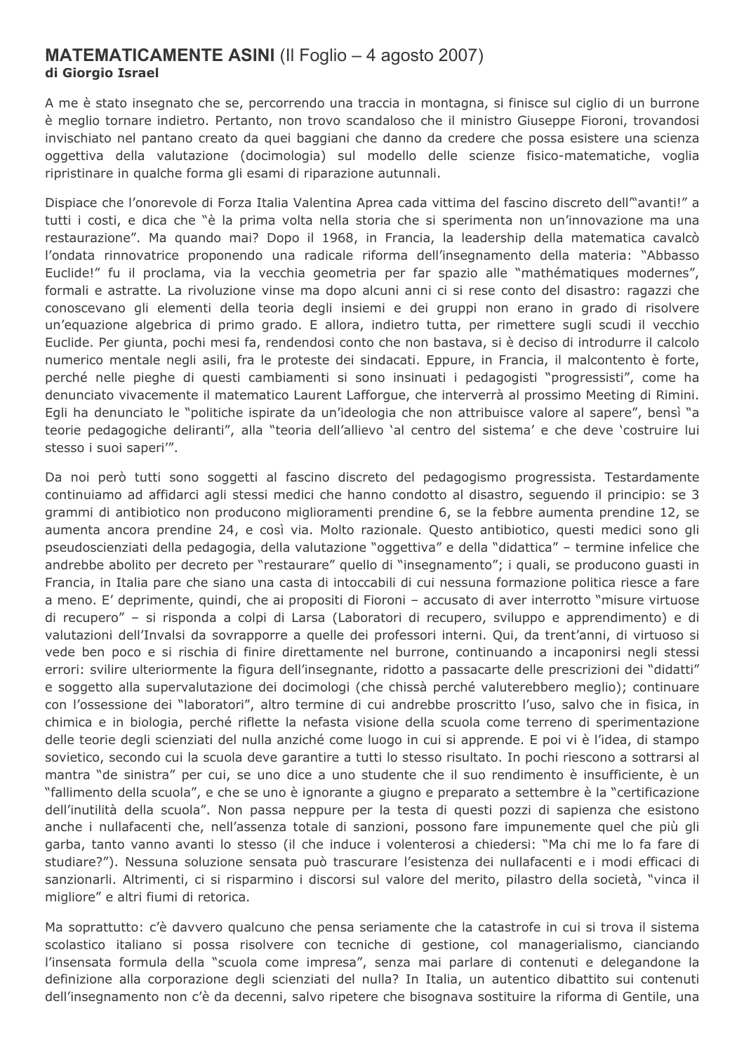# MATEMATICAMENTE ASINI (Il Foglio – 4 agosto 2007)

**di Giorgio Israel**

A me è stato insegnato che se, percorrendo una traccia in montagna, si finisce sul ciglio di un burrone è meglio tornare indietro. Pertanto, non trovo scandaloso che il ministro Giuseppe Fioroni, trovandosi invischiato nel pantano creato da quei baggiani che danno da credere che possa esistere una scienza oggettiva della valutazione (docimologia) sul modello delle scienze fisico-matematiche, voglia ripristinare in qualche forma gli esami di riparazione autunnali.

Dispiace che l'onorevole di Forza Italia Valentina Aprea cada vittima del fascino discreto dell'"avanti!" a tutti i costi, e dica che "è la prima volta nella storia che si sperimenta non un'innovazione ma una restaurazione". Ma quando mai? Dopo il 1968, in Francia, la leadership della matematica cavalcò l'ondata rinnovatrice proponendo una radicale riforma dell'insegnamento della materia: "Abbasso Euclide!" fu il proclama, via la vecchia geometria per far spazio alle "mathématiques modernes", formali e astratte. La rivoluzione vinse ma dopo alcuni anni ci si rese conto del disastro: ragazzi che conoscevano gli elementi della teoria degli insiemi e dei gruppi non erano in grado di risolvere un'equazione algebrica di primo grado. E allora, indietro tutta, per rimettere sugli scudi il vecchio Euclide. Per giunta, pochi mesi fa, rendendosi conto che non bastava, si è deciso di introdurre il calcolo numerico mentale negli asili, fra le proteste dei sindacati. Eppure, in Francia, il malcontento è forte, perché nelle pieghe di questi cambiamenti si sono insinuati i pedagogisti "progressisti", come ha denunciato vivacemente il matematico Laurent Lafforgue, che interverrà al prossimo Meeting di Rimini. Egli ha denunciato le "politiche ispirate da un'ideologia che non attribuisce valore al sapere", bensì "a teorie pedagogiche deliranti", alla "teoria dell'allievo 'al centro del sistema' e che deve 'costruire lui stesso i suoi saperi'".

Da noi però tutti sono soggetti al fascino discreto del pedagogismo progressista. Testardamente continuiamo ad affidarci agli stessi medici che hanno condotto al disastro, seguendo il principio: se 3 grammi di antibiotico non producono miglioramenti prendine 6, se la febbre aumenta prendine 12, se aumenta ancora prendine 24, e così via. Molto razionale. Questo antibiotico, questi medici sono gli pseudoscienziati della pedagogia, della valutazione "oggettiva" e della "didattica" – termine infelice che andrebbe abolito per decreto per "restaurare" quello di "insegnamento"; i quali, se producono guasti in Francia, in Italia pare che siano una casta di intoccabili di cui nessuna formazione politica riesce a fare a meno. E' deprimente, quindi, che ai propositi di Fioroni – accusato di aver interrotto "misure virtuose di recupero" – si risponda a colpi di Larsa (Laboratori di recupero, sviluppo e apprendimento) e di valutazioni dell'Invalsi da sovrapporre a quelle dei professori interni. Qui, da trent'anni, di virtuoso si vede ben poco e si rischia di finire direttamente nel burrone, continuando a incaponirsi negli stessi errori: svilire ulteriormente la figura dell'insegnante, ridotto a passacarte delle prescrizioni dei "didatti" e soggetto alla supervalutazione dei docimologi (che chissà perché valuterebbero meglio); continuare con l'ossessione dei "laboratori", altro termine di cui andrebbe proscritto l'uso, salvo che in fisica, in chimica e in biologia, perché riflette la nefasta visione della scuola come terreno di sperimentazione delle teorie degli scienziati del nulla anziché come luogo in cui si apprende. E poi vi è l'idea, di stampo sovietico, secondo cui la scuola deve garantire a tutti lo stesso risultato. In pochi riescono a sottrarsi al mantra "de sinistra" per cui, se uno dice a uno studente che il suo rendimento è insufficiente, è un "fallimento della scuola", e che se uno è ignorante a giugno e preparato a settembre è la "certificazione dell'inutilità della scuola". Non passa neppure per la testa di questi pozzi di sapienza che esistono anche i nullafacenti che, nell'assenza totale di sanzioni, possono fare impunemente quel che più gli garba, tanto vanno avanti lo stesso (il che induce i volenterosi a chiedersi: "Ma chi me lo fa fare di studiare?"). Nessuna soluzione sensata può trascurare l'esistenza dei nullafacenti e i modi efficaci di sanzionarli. Altrimenti, ci si risparmino i discorsi sul valore del merito, pilastro della società, "vinca il migliore" e altri fiumi di retorica.

Ma soprattutto: c'è davvero qualcuno che pensa seriamente che la catastrofe in cui si trova il sistema scolastico italiano si possa risolvere con tecniche di gestione, col managerialismo, cianciando l'insensata formula della "scuola come impresa", senza mai parlare di contenuti e delegandone la definizione alla corporazione degli scienziati del nulla? In Italia, un autentico dibattito sui contenuti dell'insegnamento non c'è da decenni, salvo ripetere che bisognava sostituire la riforma di Gentile, una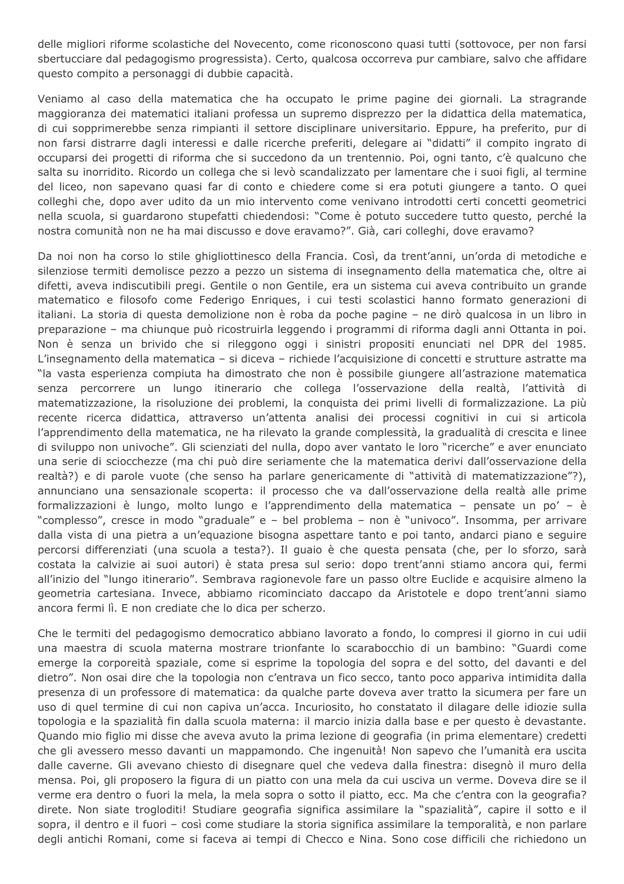delle migliori riforme scolastiche del Novecento, come riconoscono quasi tutti (sottovoce, per non farsi sbertucciare dal pedagogismo progressista). Certo, qualcosa occorreva pur cambiare, salvo che affidare questo compito a personaggi di dubbie capacità.

Veniamo al caso della matematica che ha occupato le prime pagine dei giornali. La stragrande maggioranza dei matematici italiani professa un supremo disprezzo per la didattica della matematica, di cui sopprimerebbe senza rimpianti il settore disciplinare universitario. Eppure, ha preferito, pur di non farsi distrarre dagli interessi e dalle ricerche preferiti, delegare ai "didatti" il compito ingrato di occuparsi dei progetti di riforma che si succedono da un trentennio. Poi, ogni tanto, c'è qualcuno che salta su inorridito. Ricordo un collega che si levò scandalizzato per lamentare che i suoi figli, al termine del liceo, non sapevano quasi far di conto e chiedere come si era potuti giungere a tanto. O quei colleghi che, dopo aver udito da un mio intervento come venivano introdotti certi concetti geometrici nella scuola, si guardarono stupefatti chiedendosi: "Come è potuto succedere tutto questo, perché la nostra comunità non ne ha mai discusso e dove eravamo?". Già, cari colleghi, dove eravamo?

Da noi non ha corso lo stile ghigliottinesco della Francia. Così, da trent'anni, un'orda di metodiche e silenziose termiti demolisce pezzo a pezzo un sistema di insegnamento della matematica che, oltre ai difetti, aveva indiscutibili pregi. Gentile o non Gentile, era un sistema cui aveva contribuito un grande matematico e filosofo come Federigo Enriques, i cui testi scolastici hanno formato generazioni di italiani. La storia di questa demolizione non è roba da poche pagine – ne dirò qualcosa in un libro in preparazione – ma chiunque può ricostruirla leggendo i programmi di riforma dagli anni Ottanta in poi. Non è senza un brivido che si rileggono oggi i sinistri propositi enunciati nel DPR del 1985. L'insegnamento della matematica – si diceva – richiede l'acquisizione di concetti e strutture astratte ma "la vasta esperienza compiuta ha dimostrato che non è possibile giungere all'astrazione matematica senza percorrere un lungo itinerario che collega l'osservazione della realtà, l'attività di matematizzazione, la risoluzione dei problemi, la conquista dei primi livelli di formalizzazione. La più recente ricerca didattica, attraverso un'attenta analisi dei processi cognitivi in cui si articola l'apprendimento della matematica, ne ha rilevato la grande complessità, la gradualità di crescita e linee di sviluppo non univoche". Gli scienziati del nulla, dopo aver vantato le loro "ricerche" e aver enunciato una serie di sciocchezze (ma chi può dire seriamente che la matematica derivi dall'osservazione della realtà?) e di parole vuote (che senso ha parlare genericamente di "attività di matematizzazione"?), annunciano una sensazionale scoperta: il processo che va dall'osservazione della realtà alle prime formalizzazioni è lungo, molto lungo e l'apprendimento della matematica – pensate un po' – è "complesso", cresce in modo "graduale" e – bel problema – non è "univoco". Insomma, per arrivare dalla vista di una pietra a un'equazione bisogna aspettare tanto e poi tanto, andarci piano e seguire percorsi differenziati (una scuola a testa?). Il guaio è che questa pensata (che, per lo sforzo, sarà costata la calvizie ai suoi autori) è stata presa sul serio: dopo trent'anni stiamo ancora qui, fermi all'inizio del "lungo itinerario". Sembrava ragionevole fare un passo oltre Euclide e acquisire almeno la geometria cartesiana. Invece, abbiamo ricominciato daccapo da Aristotele e dopo trent'anni siamo ancora fermi lì. E non crediate che lo dica per scherzo.

Che le termiti del pedagogismo democratico abbiano lavorato a fondo, lo compresi il giorno in cui udii una maestra di scuola materna mostrare trionfante lo scarabocchio di un bambino: "Guardi come emerge la corporeità spaziale, come si esprime la topologia del sopra e del sotto, del davanti e del dietro". Non osai dire che la topologia non c'entrava un fico secco, tanto poco appariva intimidita dalla presenza di un professore di matematica: da qualche parte doveva aver tratto la sicumera per fare un uso di quel termine di cui non capiva un'acca. Incuriosito, ho constatato il dilagare delle idiozie sulla topologia e la spazialità fin dalla scuola materna: il marcio inizia dalla base e per questo è devastante. Quando mio figlio mi disse che aveva avuto la prima lezione di geografia (in prima elementare) credetti che gli avessero messo davanti un mappamondo. Che ingenuità! Non sapevo che l'umanità era uscita dalle caverne. Gli avevano chiesto di disegnare quel che vedeva dalla finestra: disegnò il muro della mensa. Poi, gli proposero la figura di un piatto con una mela da cui usciva un verme. Doveva dire se il verme era dentro o fuori la mela, la mela sopra o sotto il piatto, ecc. Ma che c'entra con la geografia? direte. Non siate trogloditi! Studiare geografia significa assimilare la "spazialità", capire il sotto e il sopra, il dentro e il fuori – così come studiare la storia significa assimilare la temporalità, e non parlare degli antichi Romani, come si faceva ai tempi di Checco e Nina. Sono cose difficili che richiedono un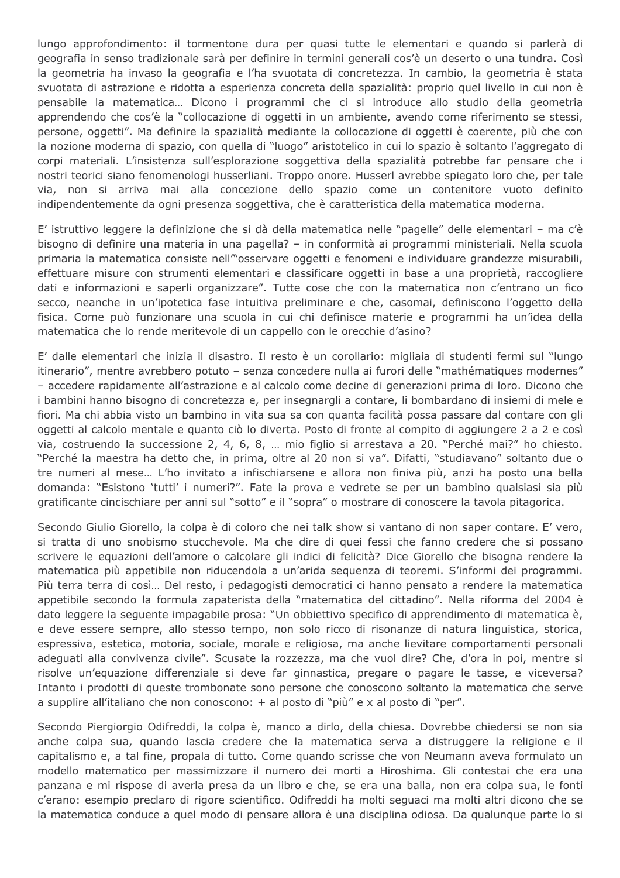lungo approfondimento: il tormentone dura per quasi tutte le elementari e quando si parlerà di geografia in senso tradizionale sarà per definire in termini generali cos'è un deserto o una tundra. Così la geometria ha invaso la geografia e l'ha svuotata di concretezza. In cambio, la geometria è stata svuotata di astrazione e ridotta a esperienza concreta della spazialità: proprio quel livello in cui non è pensabile la matematica… Dicono i programmi che ci si introduce allo studio della geometria apprendendo che cos'è la "collocazione di oggetti in un ambiente, avendo come riferimento se stessi, persone, oggetti". Ma definire la spazialità mediante la collocazione di oggetti è coerente, più che con la nozione moderna di spazio, con quella di "luogo" aristotelico in cui lo spazio è soltanto l'aggregato di corpi materiali. L'insistenza sull'esplorazione soggettiva della spazialità potrebbe far pensare che i nostri teorici siano fenomenologi husserliani. Troppo onore. Husserl avrebbe spiegato loro che, per tale via, non si arriva mai alla concezione dello spazio come un contenitore vuoto definito indipendentemente da ogni presenza soggettiva, che è caratteristica della matematica moderna.

E' istruttivo leggere la definizione che si dà della matematica nelle "pagelle" delle elementari – ma c'è bisogno di definire una materia in una pagella? – in conformità ai programmi ministeriali. Nella scuola primaria la matematica consiste nell'"osservare oggetti e fenomeni e individuare grandezze misurabili, effettuare misure con strumenti elementari e classificare oggetti in base a una proprietà, raccogliere dati e informazioni e saperli organizzare". Tutte cose che con la matematica non c'entrano un fico secco, neanche in un'ipotetica fase intuitiva preliminare e che, casomai, definiscono l'oggetto della fisica. Come può funzionare una scuola in cui chi definisce materie e programmi ha un'idea della matematica che lo rende meritevole di un cappello con le orecchie d'asino?

E' dalle elementari che inizia il disastro. Il resto è un corollario: migliaia di studenti fermi sul "lungo itinerario", mentre avrebbero potuto – senza concedere nulla ai furori delle "mathématiques modernes" – accedere rapidamente all'astrazione e al calcolo come decine di generazioni prima di loro. Dicono che i bambini hanno bisogno di concretezza e, per insegnargli a contare, li bombardano di insiemi di mele e fiori. Ma chi abbia visto un bambino in vita sua sa con quanta facilità possa passare dal contare con gli oggetti al calcolo mentale e quanto ciò lo diverta. Posto di fronte al compito di aggiungere 2 a 2 e così via, costruendo la successione 2, 4, 6, 8, … mio figlio si arrestava a 20. "Perché mai?" ho chiesto. "Perché la maestra ha detto che, in prima, oltre al 20 non si va". Difatti, "studiavano" soltanto due o tre numeri al mese… L'ho invitato a infischiarsene e allora non finiva più, anzi ha posto una bella domanda: "Esistono 'tutti' i numeri?". Fate la prova e vedrete se per un bambino qualsiasi sia più gratificante cincischiare per anni sul "sotto" e il "sopra" o mostrare di conoscere la tavola pitagorica.

Secondo Giulio Giorello, la colpa è di coloro che nei talk show si vantano di non saper contare. E' vero, si tratta di uno snobismo stucchevole. Ma che dire di quei fessi che fanno credere che si possano scrivere le equazioni dell'amore o calcolare gli indici di felicità? Dice Giorello che bisogna rendere la matematica più appetibile non riducendola a un'arida sequenza di teoremi. S'informi dei programmi. Più terra terra di così… Del resto, i pedagogisti democratici ci hanno pensato a rendere la matematica appetibile secondo la formula zapaterista della "matematica del cittadino". Nella riforma del 2004 è dato leggere la seguente impagabile prosa: "Un obbiettivo specifico di apprendimento di matematica è, e deve essere sempre, allo stesso tempo, non solo ricco di risonanze di natura linguistica, storica, espressiva, estetica, motoria, sociale, morale e religiosa, ma anche lievitare comportamenti personali adeguati alla convivenza civile". Scusate la rozzezza, ma che vuol dire? Che, d'ora in poi, mentre si risolve un'equazione differenziale si deve far ginnastica, pregare o pagare le tasse, e viceversa? Intanto i prodotti di queste trombonate sono persone che conoscono soltanto la matematica che serve a supplire all'italiano che non conoscono: + al posto di "più" e x al posto di "per".

Secondo Piergiorgio Odifreddi, la colpa è, manco a dirlo, della chiesa. Dovrebbe chiedersi se non sia anche colpa sua, quando lascia credere che la matematica serva a distruggere la religione e il capitalismo e, a tal fine, propala di tutto. Come quando scrisse che von Neumann aveva formulato un modello matematico per massimizzare il numero dei morti a Hiroshima. Gli contestai che era una panzana e mi rispose di averla presa da un libro e che, se era una balla, non era colpa sua, le fonti c'erano: esempio preclaro di rigore scientifico. Odifreddi ha molti seguaci ma molti altri dicono che se la matematica conduce a quel modo di pensare allora è una disciplina odiosa. Da qualunque parte lo si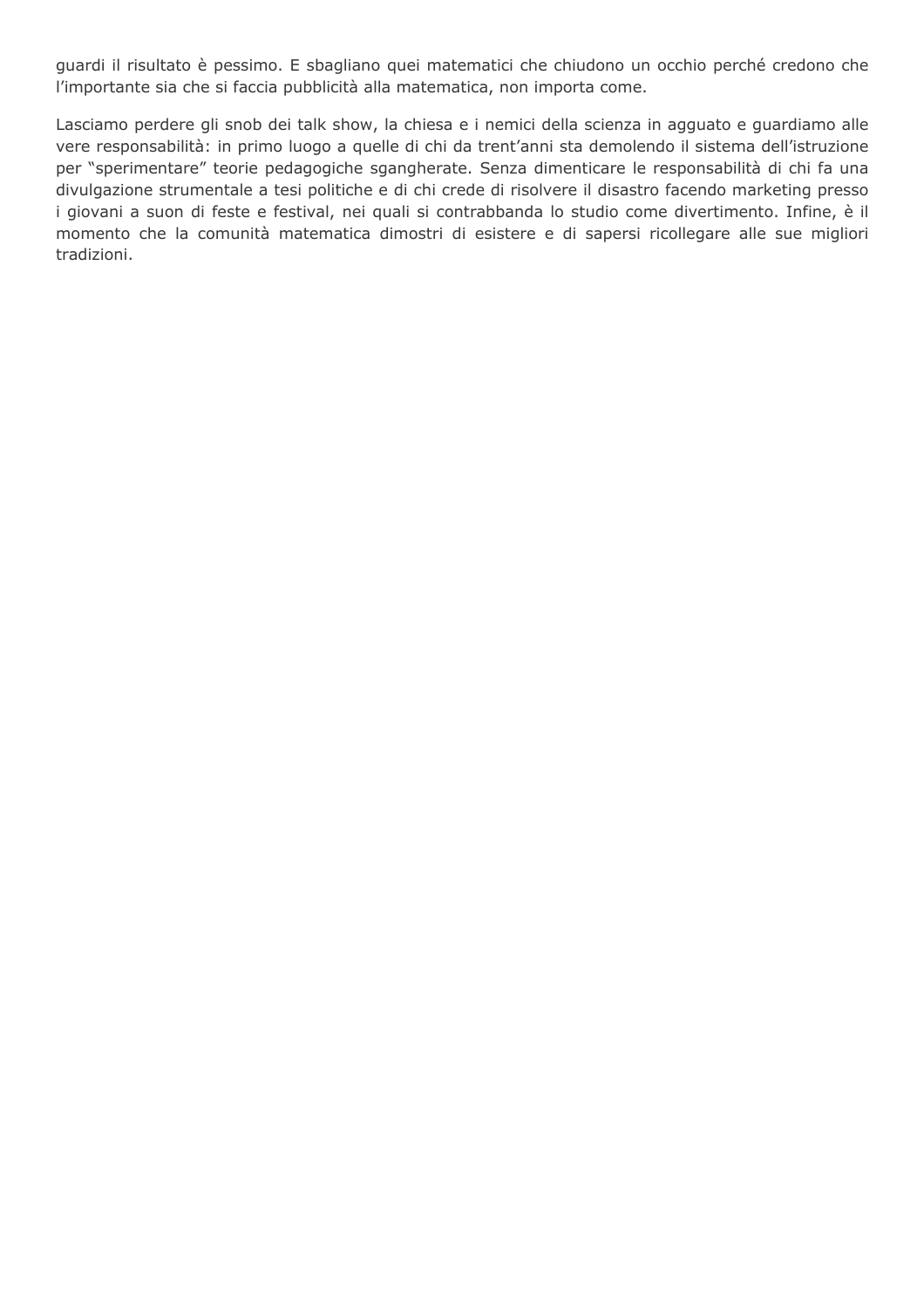guardi il risultato è pessimo. E sbagliano quei matematici che chiudono un occhio perché credono che l'importante sia che si faccia pubblicità alla matematica, non importa come.

Lasciamo perdere gli snob dei talk show, la chiesa e i nemici della scienza in agguato e guardiamo alle vere responsabilità: in primo luogo a quelle di chi da trent'anni sta demolendo il sistema dell'istruzione per "sperimentare" teorie pedagogiche sgangherate. Senza dimenticare le responsabilità di chi fa una divulgazione strumentale a tesi politiche e di chi crede di risolvere il disastro facendo marketing presso i giovani a suon di feste e festival, nei quali si contrabbanda lo studio come divertimento. Infine, è il momento che la comunità matematica dimostri di esistere e di sapersi ricollegare alle sue migliori tradizioni.